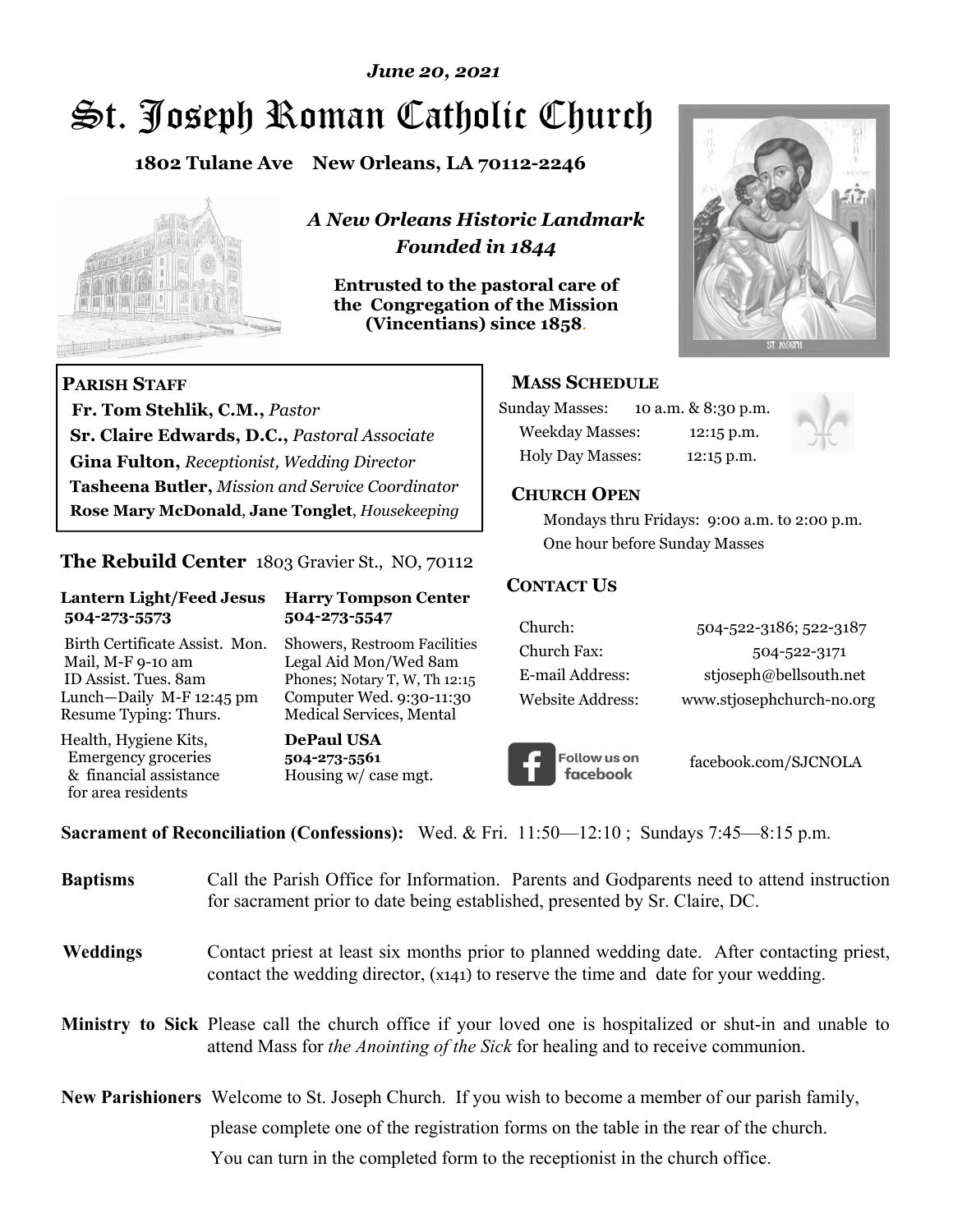*June 20, 2021*

# St. Joseph Roman Catholic Church

**1802 Tulane Ave New Orleans, LA 70112-2246**

***A New Orleans Historic Landmark***
***Founded in 1844***

**Entrusted to the pastoral care of the Congregation of the Mission (Vincentians) since 1858.**

## PARISH STAFF

**Fr. Tom Stehlik, C.M.,** *Pastor*
**Sr. Claire Edwards, D.C.,** *Pastoral Associate*
**Gina Fulton,** *Receptionist, Wedding Director*
**Tasheena Butler,** *Mission and Service Coordinator*
**Rose Mary McDonald**, **Jane Tonglet**, *Housekeeping*

## The Rebuild Center 1803 Gravier St., NO, 70112

**Lantern Light/Feed Jesus 504-273-5573**

Birth Certificate Assist. Mon.
Mail, M-F 9-10 am
ID Assist. Tues. 8am
Lunch—Daily M-F 12:45 pm
Resume Typing: Thurs.

Health, Hygiene Kits, Emergency groceries & financial assistance for area residents

**Harry Tompson Center 504-273-5547**

Showers, Restroom Facilities
Legal Aid Mon/Wed 8am
Phones; Notary T, W, Th 12:15
Computer Wed. 9:30-11:30
Medical Services, Mental

**DePaul USA**
**504-273-5561**
Housing w/ case mgt.

## MASS SCHEDULE

Sunday Masses: 10 a.m. & 8:30 p.m.
Weekday Masses: 12:15 p.m.
Holy Day Masses: 12:15 p.m.

## CHURCH OPEN

Mondays thru Fridays: 9:00 a.m. to 2:00 p.m.
One hour before Sunday Masses

## CONTACT US

| | |
|---|---|
| Church: | 504-522-3186; 522-3187 |
| Church Fax: | 504-522-3171 |
| E-mail Address: | stjoseph@bellsouth.net |
| Website Address: | www.stjosephchurch-no.org |

Follow us on facebook — facebook.com/SJCNOLA

**Sacrament of Reconciliation (Confessions):** Wed. & Fri. 11:50—12:10 ; Sundays 7:45—8:15 p.m.

**Baptisms** Call the Parish Office for Information. Parents and Godparents need to attend instruction for sacrament prior to date being established, presented by Sr. Claire, DC.

**Weddings** Contact priest at least six months prior to planned wedding date. After contacting priest, contact the wedding director, (x141) to reserve the time and date for your wedding.

**Ministry to Sick** Please call the church office if your loved one is hospitalized or shut-in and unable to attend Mass for *the Anointing of the Sick* for healing and to receive communion.

**New Parishioners** Welcome to St. Joseph Church. If you wish to become a member of our parish family, please complete one of the registration forms on the table in the rear of the church. You can turn in the completed form to the receptionist in the church office.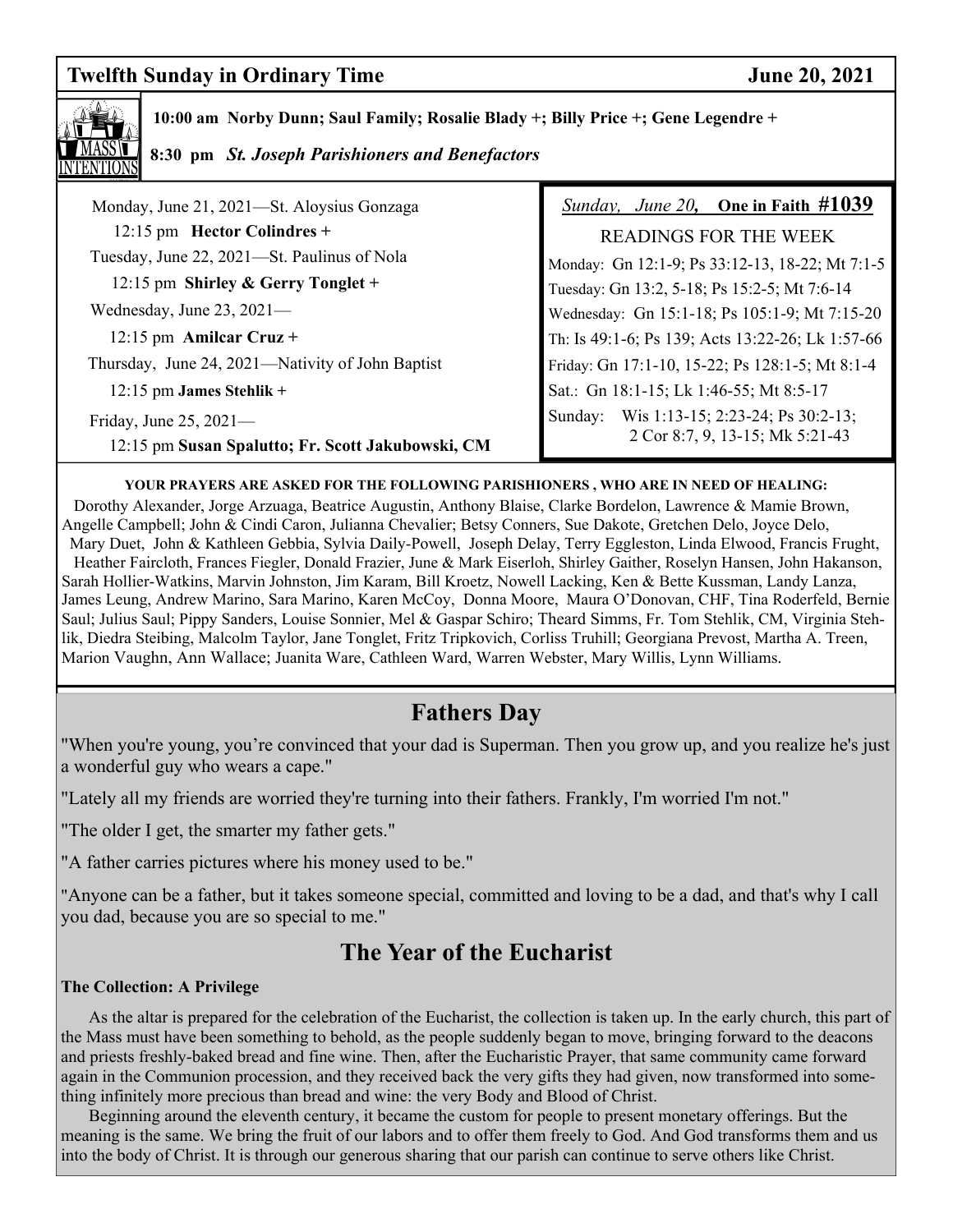**Twelfth Sunday in Ordinary Time** **June 20, 2021**

MASS INTENTIONS

**10:00 am Norby Dunn; Saul Family; Rosalie Blady +; Billy Price +; Gene Legendre +**

**8:30 pm** ***St. Joseph Parishioners and Benefactors***

Monday, June 21, 2021—St. Aloysius Gonzaga

12:15 pm **Hector Colindres +**

Tuesday, June 22, 2021—St. Paulinus of Nola

12:15 pm **Shirley & Gerry Tonglet +**

Wednesday, June 23, 2021—

12:15 pm **Amilcar Cruz +**

Thursday, June 24, 2021—Nativity of John Baptist

12:15 pm **James Stehlik +**

Friday, June 25, 2021—

12:15 pm **Susan Spalutto; Fr. Scott Jakubowski, CM**

*Sunday, June 20,* **One in Faith #1039**

READINGS FOR THE WEEK

Monday: Gn 12:1-9; Ps 33:12-13, 18-22; Mt 7:1-5

Tuesday: Gn 13:2, 5-18; Ps 15:2-5; Mt 7:6-14

Wednesday: Gn 15:1-18; Ps 105:1-9; Mt 7:15-20

Th: Is 49:1-6; Ps 139; Acts 13:22-26; Lk 1:57-66

Friday: Gn 17:1-10, 15-22; Ps 128:1-5; Mt 8:1-4

Sat.: Gn 18:1-15; Lk 1:46-55; Mt 8:5-17

Sunday: Wis 1:13-15; 2:23-24; Ps 30:2-13; 2 Cor 8:7, 9, 13-15; Mk 5:21-43

**YOUR PRAYERS ARE ASKED FOR THE FOLLOWING PARISHIONERS , WHO ARE IN NEED OF HEALING:**

Dorothy Alexander, Jorge Arzuaga, Beatrice Augustin, Anthony Blaise, Clarke Bordelon, Lawrence & Mamie Brown, Angelle Campbell; John & Cindi Caron, Julianna Chevalier; Betsy Conners, Sue Dakote, Gretchen Delo, Joyce Delo, Mary Duet, John & Kathleen Gebbia, Sylvia Daily-Powell, Joseph Delay, Terry Eggleston, Linda Elwood, Francis Frught, Heather Faircloth, Frances Fiegler, Donald Frazier, June & Mark Eiserloh, Shirley Gaither, Roselyn Hansen, John Hakanson, Sarah Hollier-Watkins, Marvin Johnston, Jim Karam, Bill Kroetz, Nowell Lacking, Ken & Bette Kussman, Landy Lanza, James Leung, Andrew Marino, Sara Marino, Karen McCoy, Donna Moore, Maura O'Donovan, CHF, Tina Roderfeld, Bernie Saul; Julius Saul; Pippy Sanders, Louise Sonnier, Mel & Gaspar Schiro; Theard Simms, Fr. Tom Stehlik, CM, Virginia Stehlik, Diedra Steibing, Malcolm Taylor, Jane Tonglet, Fritz Tripkovich, Corliss Truhill; Georgiana Prevost, Martha A. Treen, Marion Vaughn, Ann Wallace; Juanita Ware, Cathleen Ward, Warren Webster, Mary Willis, Lynn Williams.

## Fathers Day

"When you're young, you're convinced that your dad is Superman. Then you grow up, and you realize he's just a wonderful guy who wears a cape."

"Lately all my friends are worried they're turning into their fathers. Frankly, I'm worried I'm not."

"The older I get, the smarter my father gets."

"A father carries pictures where his money used to be."

"Anyone can be a father, but it takes someone special, committed and loving to be a dad, and that's why I call you dad, because you are so special to me."

## The Year of the Eucharist

**The Collection: A Privilege**

As the altar is prepared for the celebration of the Eucharist, the collection is taken up. In the early church, this part of the Mass must have been something to behold, as the people suddenly began to move, bringing forward to the deacons and priests freshly-baked bread and fine wine. Then, after the Eucharistic Prayer, that same community came forward again in the Communion procession, and they received back the very gifts they had given, now transformed into something infinitely more precious than bread and wine: the very Body and Blood of Christ.

Beginning around the eleventh century, it became the custom for people to present monetary offerings. But the meaning is the same. We bring the fruit of our labors and to offer them freely to God. And God transforms them and us into the body of Christ. It is through our generous sharing that our parish can continue to serve others like Christ.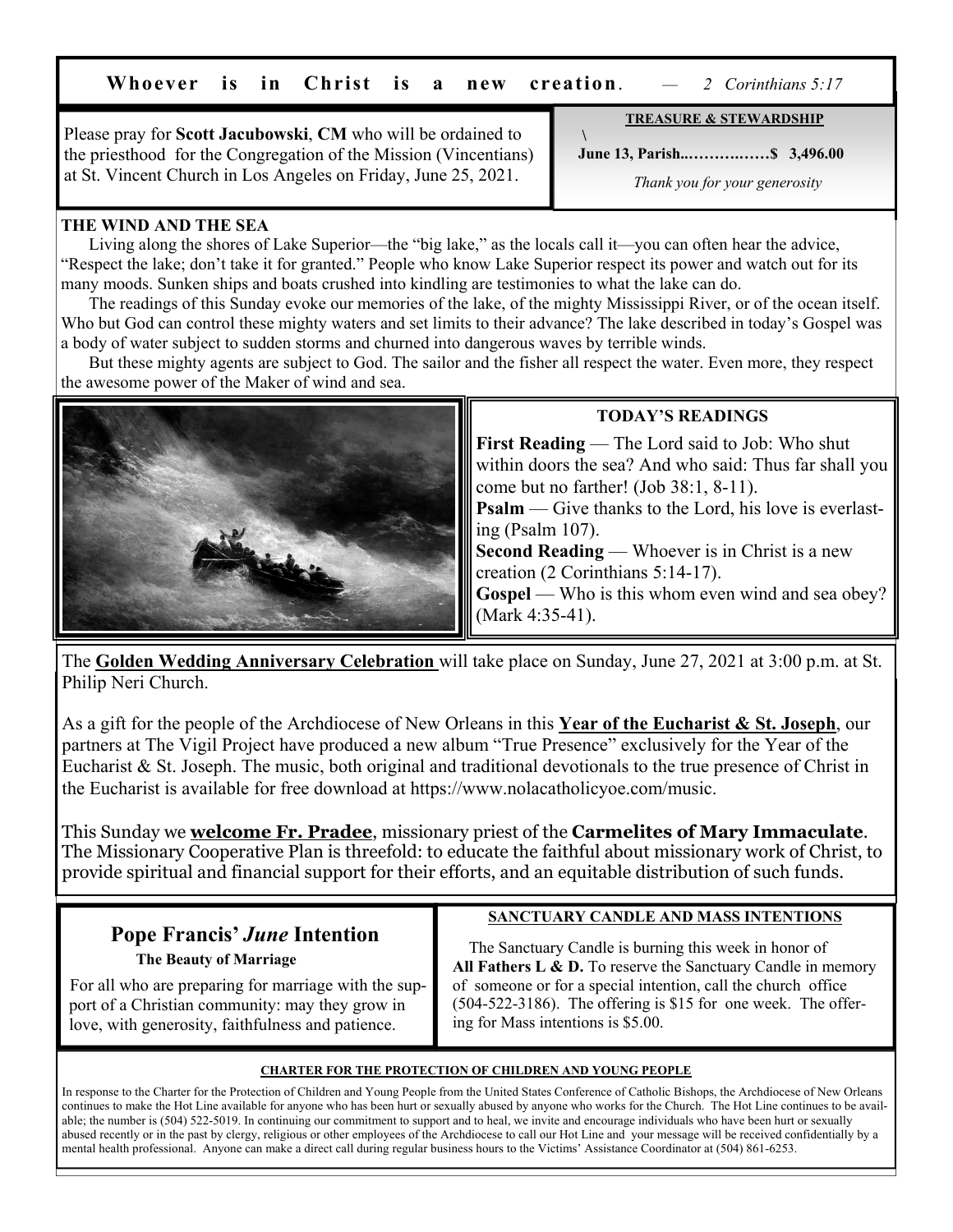**Whoever is in Christ is a new creation.** — *2 Corinthians 5:17*

Please pray for **Scott Jacubowski**, **CM** who will be ordained to the priesthood for the Congregation of the Mission (Vincentians) at St. Vincent Church in Los Angeles on Friday, June 25, 2021.

**TREASURE & STEWARDSHIP**

**June 13, Parish..……….……$ 3,496.00**

*Thank you for your generosity*

**THE WIND AND THE SEA**

Living along the shores of Lake Superior—the "big lake," as the locals call it—you can often hear the advice, "Respect the lake; don't take it for granted." People who know Lake Superior respect its power and watch out for its many moods. Sunken ships and boats crushed into kindling are testimonies to what the lake can do.

The readings of this Sunday evoke our memories of the lake, of the mighty Mississippi River, or of the ocean itself. Who but God can control these mighty waters and set limits to their advance? The lake described in today's Gospel was a body of water subject to sudden storms and churned into dangerous waves by terrible winds.

But these mighty agents are subject to God. The sailor and the fisher all respect the water. Even more, they respect the awesome power of the Maker of wind and sea.

**TODAY'S READINGS**

**First Reading** — The Lord said to Job: Who shut within doors the sea? And who said: Thus far shall you come but no farther! (Job 38:1, 8-11).

**Psalm** — Give thanks to the Lord, his love is everlasting (Psalm 107).

**Second Reading** — Whoever is in Christ is a new creation (2 Corinthians 5:14-17).

**Gospel** — Who is this whom even wind and sea obey? (Mark 4:35-41).

The **Golden Wedding Anniversary Celebration** will take place on Sunday, June 27, 2021 at 3:00 p.m. at St. Philip Neri Church.

As a gift for the people of the Archdiocese of New Orleans in this **Year of the Eucharist & St. Joseph**, our partners at The Vigil Project have produced a new album "True Presence" exclusively for the Year of the Eucharist & St. Joseph. The music, both original and traditional devotionals to the true presence of Christ in the Eucharist is available for free download at https://www.nolacatholicyoe.com/music.

This Sunday we **welcome Fr. Pradee**, missionary priest of the **Carmelites of Mary Immaculate**. The Missionary Cooperative Plan is threefold: to educate the faithful about missionary work of Christ, to provide spiritual and financial support for their efforts, and an equitable distribution of such funds.

## Pope Francis' *June* Intention

**The Beauty of Marriage**

For all who are preparing for marriage with the support of a Christian community: may they grow in love, with generosity, faithfulness and patience.

**SANCTUARY CANDLE AND MASS INTENTIONS**

The Sanctuary Candle is burning this week in honor of **All Fathers L & D.** To reserve the Sanctuary Candle in memory of someone or for a special intention, call the church office (504-522-3186). The offering is $15 for one week. The offering for Mass intentions is $5.00.

**CHARTER FOR THE PROTECTION OF CHILDREN AND YOUNG PEOPLE**

In response to the Charter for the Protection of Children and Young People from the United States Conference of Catholic Bishops, the Archdiocese of New Orleans continues to make the Hot Line available for anyone who has been hurt or sexually abused by anyone who works for the Church. The Hot Line continues to be available; the number is (504) 522-5019. In continuing our commitment to support and to heal, we invite and encourage individuals who have been hurt or sexually abused recently or in the past by clergy, religious or other employees of the Archdiocese to call our Hot Line and your message will be received confidentially by a mental health professional. Anyone can make a direct call during regular business hours to the Victims' Assistance Coordinator at (504) 861-6253.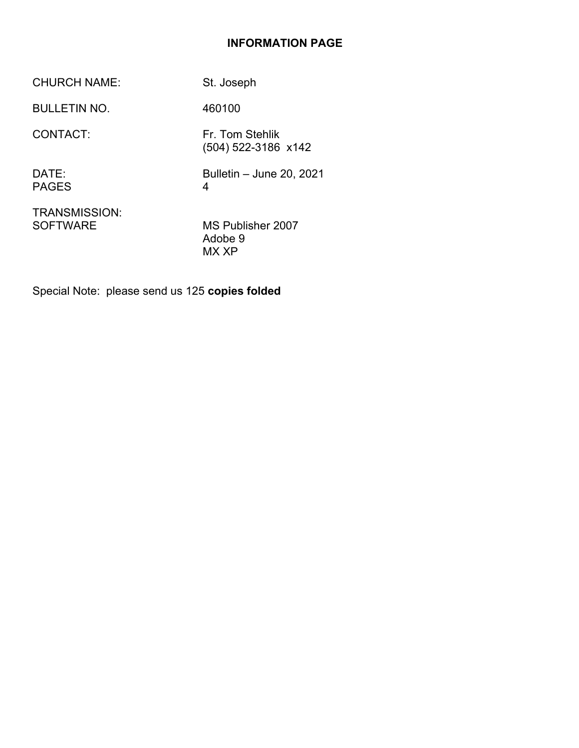# INFORMATION PAGE

| | |
|---|---|
| CHURCH NAME: | St. Joseph |
| BULLETIN NO. | 460100 |
| CONTACT: | Fr. Tom Stehlik<br>(504) 522-3186 x142 |
| DATE:<br>PAGES | Bulletin – June 20, 2021<br>4 |
| TRANSMISSION:<br>SOFTWARE | <br>MS Publisher 2007<br>Adobe 9<br>MX XP |

Special Note: please send us 125 **copies folded**